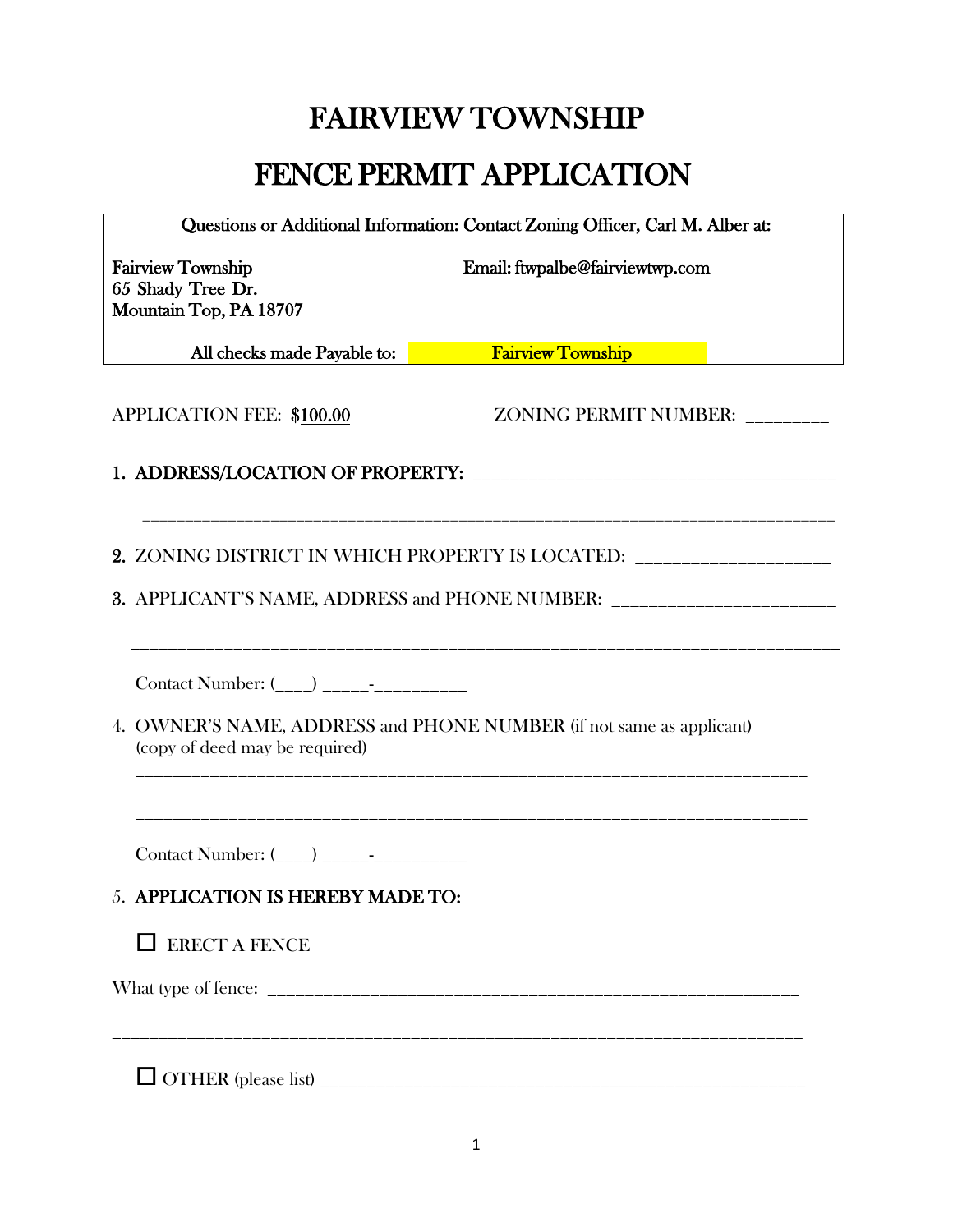# FAIRVIEW TOWNSHIP

# FENCE PERMIT APPLICATION

Questions or Additional Information: Contact Zoning Officer, Carl M. Alber at:

Fairview Township
65 Shady Tree Dr.
Mountain Top, PA 18707

Email: ftwpalbe@fairviewtwp.com

All checks made Payable to: **Fairview Township**

APPLICATION FEE: $100.00

ZONING PERMIT NUMBER: _________

1. **ADDRESS/LOCATION OF PROPERTY:** ______________________________________

______________________________________________________________________________

2. ZONING DISTRICT IN WHICH PROPERTY IS LOCATED: ____________________

3. APPLICANT'S NAME, ADDRESS and PHONE NUMBER: _______________________

______________________________________________________________________________

Contact Number: (____) _____-__________

4. OWNER'S NAME, ADDRESS and PHONE NUMBER (if not same as applicant)
   (copy of deed may be required)

______________________________________________________________________________

______________________________________________________________________________

Contact Number: (____) _____-__________

5. **APPLICATION IS HEREBY MADE TO:**

☐ ERECT A FENCE

What type of fence: ____________________________________________________________

______________________________________________________________________________

☐ OTHER (please list) ___________________________________________________________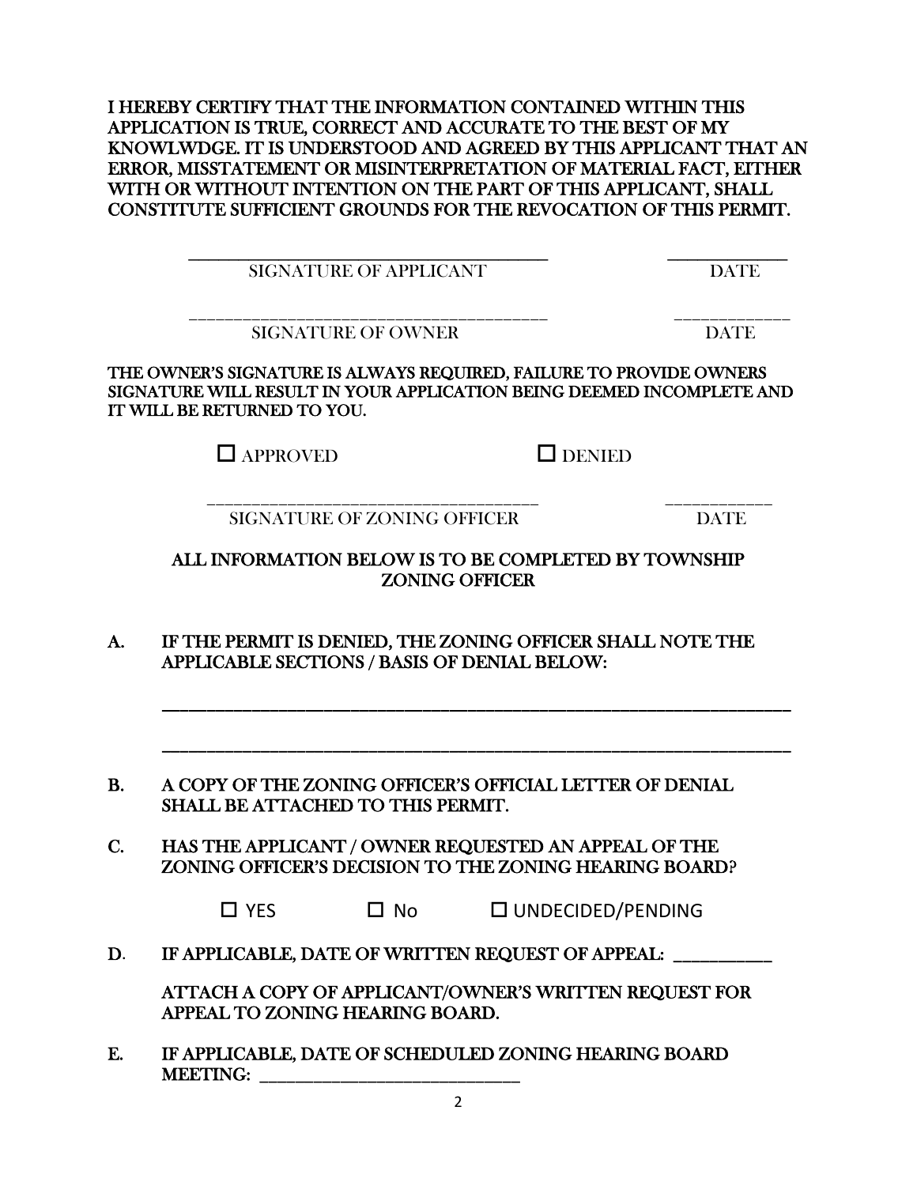**I HEREBY CERTIFY THAT THE INFORMATION CONTAINED WITHIN THIS APPLICATION IS TRUE, CORRECT AND ACCURATE TO THE BEST OF MY KNOWLWDGE. IT IS UNDERSTOOD AND AGREED BY THIS APPLICANT THAT AN ERROR, MISSTATEMENT OR MISINTERPRETATION OF MATERIAL FACT, EITHER WITH OR WITHOUT INTENTION ON THE PART OF THIS APPLICANT, SHALL CONSTITUTE SUFFICIENT GROUNDS FOR THE REVOCATION OF THIS PERMIT.**

______________________________________ ____________
SIGNATURE OF APPLICANT DATE

______________________________________ ____________
SIGNATURE OF OWNER DATE

**THE OWNER'S SIGNATURE IS ALWAYS REQUIRED, FAILURE TO PROVIDE OWNERS SIGNATURE WILL RESULT IN YOUR APPLICATION BEING DEEMED INCOMPLETE AND IT WILL BE RETURNED TO YOU.**

☐ APPROVED ☐ DENIED

______________________________________ ____________
SIGNATURE OF ZONING OFFICER DATE

**ALL INFORMATION BELOW IS TO BE COMPLETED BY TOWNSHIP ZONING OFFICER**

**A. IF THE PERMIT IS DENIED, THE ZONING OFFICER SHALL NOTE THE APPLICABLE SECTIONS / BASIS OF DENIAL BELOW:**

______________________________________________________________________

______________________________________________________________________

**B. A COPY OF THE ZONING OFFICER'S OFFICIAL LETTER OF DENIAL SHALL BE ATTACHED TO THIS PERMIT.**

**C. HAS THE APPLICANT / OWNER REQUESTED AN APPEAL OF THE ZONING OFFICER'S DECISION TO THE ZONING HEARING BOARD?**

☐ YES ☐ No ☐ UNDECIDED/PENDING

**D. IF APPLICABLE, DATE OF WRITTEN REQUEST OF APPEAL: ___________**

**ATTACH A COPY OF APPLICANT/OWNER'S WRITTEN REQUEST FOR APPEAL TO ZONING HEARING BOARD.**

**E. IF APPLICABLE, DATE OF SCHEDULED ZONING HEARING BOARD MEETING: ____________________________**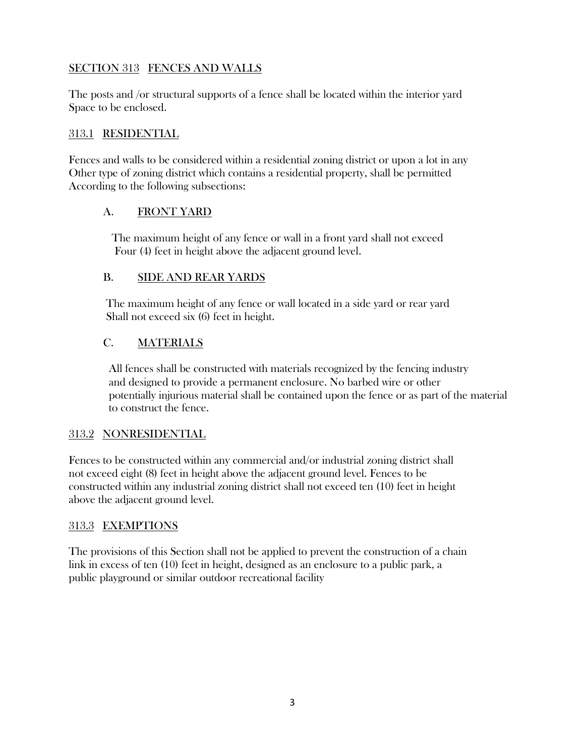## SECTION 313 FENCES AND WALLS

The posts and /or structural supports of a fence shall be located within the interior yard Space to be enclosed.

### 313.1 RESIDENTIAL

Fences and walls to be considered within a residential zoning district or upon a lot in any Other type of zoning district which contains a residential property, shall be permitted According to the following subsections:

#### A. FRONT YARD

The maximum height of any fence or wall in a front yard shall not exceed Four (4) feet in height above the adjacent ground level.

#### B. SIDE AND REAR YARDS

The maximum height of any fence or wall located in a side yard or rear yard Shall not exceed six (6) feet in height.

#### C. MATERIALS

All fences shall be constructed with materials recognized by the fencing industry and designed to provide a permanent enclosure. No barbed wire or other potentially injurious material shall be contained upon the fence or as part of the material to construct the fence.

### 313.2 NONRESIDENTIAL

Fences to be constructed within any commercial and/or industrial zoning district shall not exceed eight (8) feet in height above the adjacent ground level. Fences to be constructed within any industrial zoning district shall not exceed ten (10) feet in height above the adjacent ground level.

### 313.3 EXEMPTIONS

The provisions of this Section shall not be applied to prevent the construction of a chain link in excess of ten (10) feet in height, designed as an enclosure to a public park, a public playground or similar outdoor recreational facility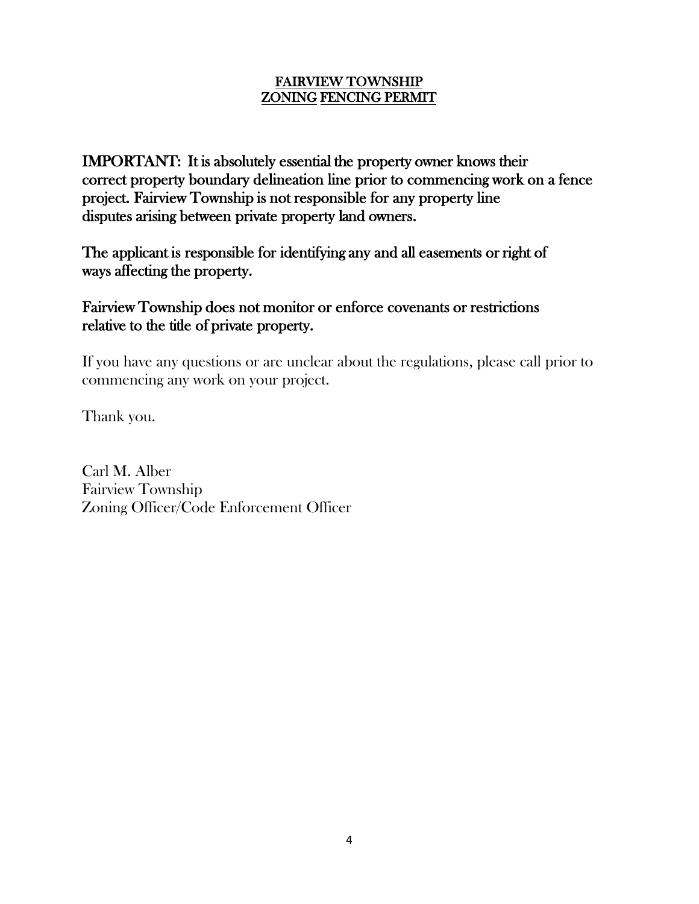**FAIRVIEW TOWNSHIP**
**ZONING FENCING PERMIT**

**IMPORTANT: It is absolutely essential the property owner knows their correct property boundary delineation line prior to commencing work on a fence project. Fairview Township is not responsible for any property line disputes arising between private property land owners.**

**The applicant is responsible for identifying any and all easements or right of ways affecting the property.**

**Fairview Township does not monitor or enforce covenants or restrictions relative to the title of private property.**

If you have any questions or are unclear about the regulations, please call prior to commencing any work on your project.

Thank you.

Carl M. Alber
Fairview Township
Zoning Officer/Code Enforcement Officer